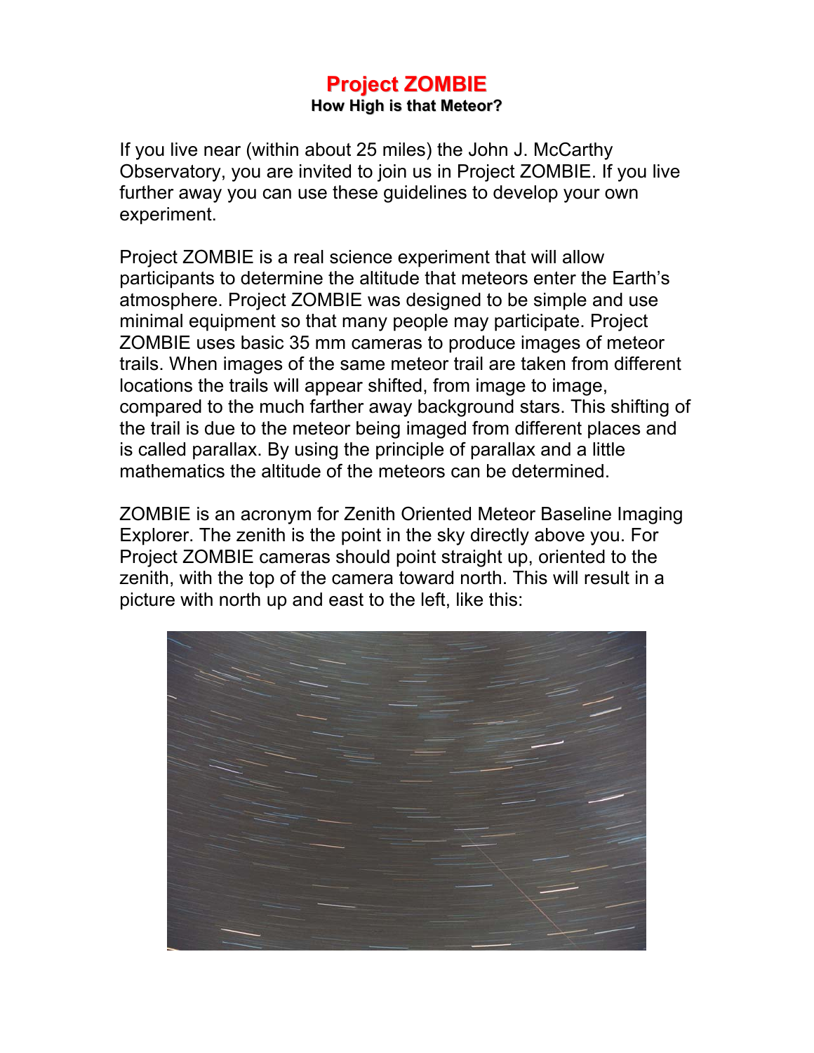# Project ZOMBIE

**How High is that Meteor?**

If you live near (within about 25 miles) the John J. McCarthy Observatory, you are invited to join us in Project ZOMBIE. If you live further away you can use these guidelines to develop your own experiment.

Project ZOMBIE is a real science experiment that will allow participants to determine the altitude that meteors enter the Earth's atmosphere. Project ZOMBIE was designed to be simple and use minimal equipment so that many people may participate. Project ZOMBIE uses basic 35 mm cameras to produce images of meteor trails. When images of the same meteor trail are taken from different locations the trails will appear shifted, from image to image, compared to the much farther away background stars. This shifting of the trail is due to the meteor being imaged from different places and is called parallax. By using the principle of parallax and a little mathematics the altitude of the meteors can be determined.

ZOMBIE is an acronym for Zenith Oriented Meteor Baseline Imaging Explorer. The zenith is the point in the sky directly above you. For Project ZOMBIE cameras should point straight up, oriented to the zenith, with the top of the camera toward north. This will result in a picture with north up and east to the left, like this: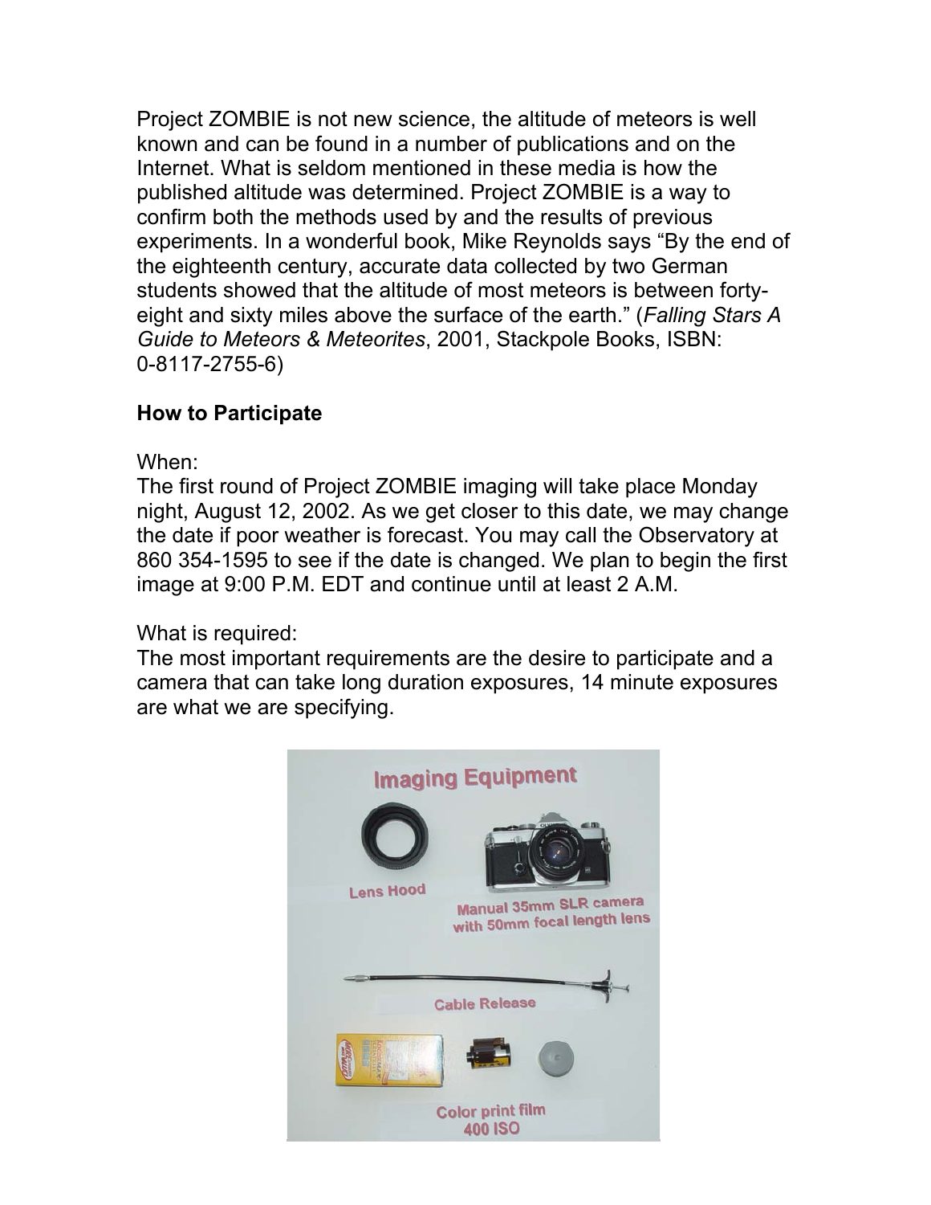Project ZOMBIE is not new science, the altitude of meteors is well known and can be found in a number of publications and on the Internet. What is seldom mentioned in these media is how the published altitude was determined. Project ZOMBIE is a way to confirm both the methods used by and the results of previous experiments. In a wonderful book, Mike Reynolds says "By the end of the eighteenth century, accurate data collected by two German students showed that the altitude of most meteors is between forty-eight and sixty miles above the surface of the earth." (*Falling Stars A Guide to Meteors & Meteorites*, 2001, Stackpole Books, ISBN: 0-8117-2755-6)

**How to Participate**

When:
The first round of Project ZOMBIE imaging will take place Monday night, August 12, 2002. As we get closer to this date, we may change the date if poor weather is forecast. You may call the Observatory at 860 354-1595 to see if the date is changed. We plan to begin the first image at 9:00 P.M. EDT and continue until at least 2 A.M.

What is required:
The most important requirements are the desire to participate and a camera that can take long duration exposures, 14 minute exposures are what we are specifying.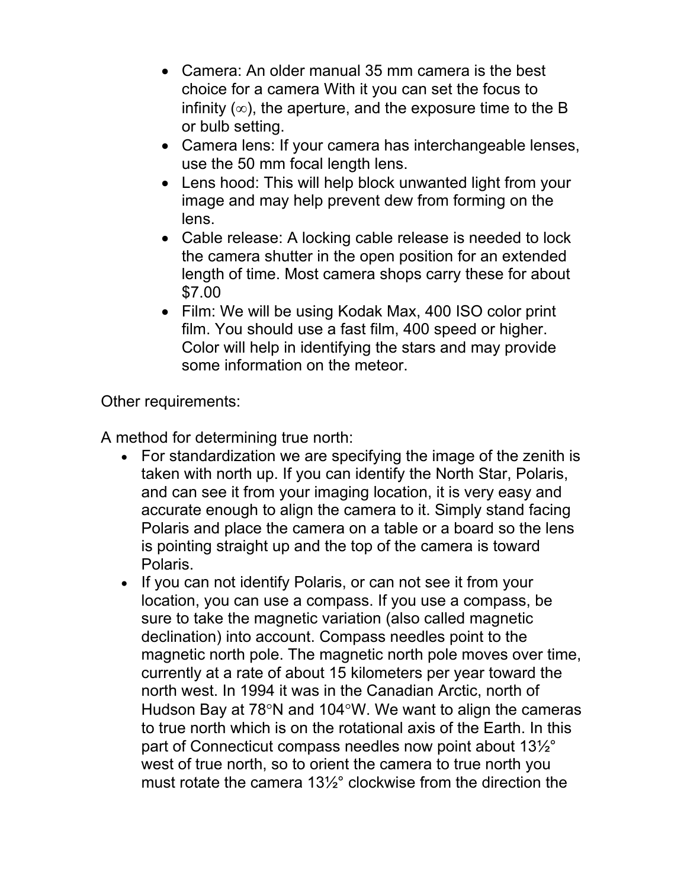- Camera: An older manual 35 mm camera is the best choice for a camera With it you can set the focus to infinity (∞), the aperture, and the exposure time to the B or bulb setting.
- Camera lens: If your camera has interchangeable lenses, use the 50 mm focal length lens.
- Lens hood: This will help block unwanted light from your image and may help prevent dew from forming on the lens.
- Cable release: A locking cable release is needed to lock the camera shutter in the open position for an extended length of time. Most camera shops carry these for about $7.00
- Film: We will be using Kodak Max, 400 ISO color print film. You should use a fast film, 400 speed or higher. Color will help in identifying the stars and may provide some information on the meteor.

Other requirements:

A method for determining true north:

- For standardization we are specifying the image of the zenith is taken with north up. If you can identify the North Star, Polaris, and can see it from your imaging location, it is very easy and accurate enough to align the camera to it. Simply stand facing Polaris and place the camera on a table or a board so the lens is pointing straight up and the top of the camera is toward Polaris.
- If you can not identify Polaris, or can not see it from your location, you can use a compass. If you use a compass, be sure to take the magnetic variation (also called magnetic declination) into account. Compass needles point to the magnetic north pole. The magnetic north pole moves over time, currently at a rate of about 15 kilometers per year toward the north west. In 1994 it was in the Canadian Arctic, north of Hudson Bay at 78°N and 104°W. We want to align the cameras to true north which is on the rotational axis of the Earth. In this part of Connecticut compass needles now point about 13½° west of true north, so to orient the camera to true north you must rotate the camera 13½° clockwise from the direction the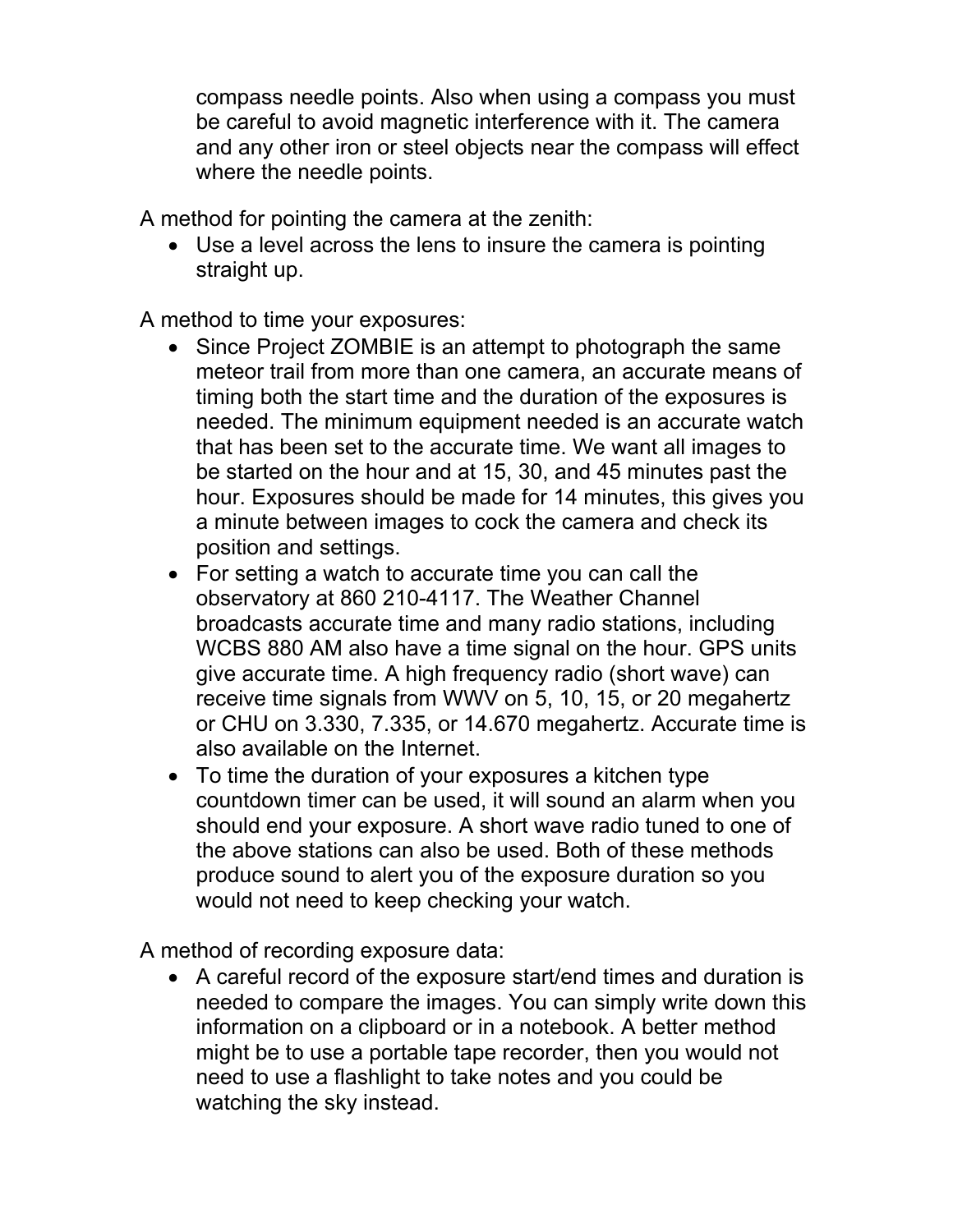compass needle points. Also when using a compass you must be careful to avoid magnetic interference with it. The camera and any other iron or steel objects near the compass will effect where the needle points.

A method for pointing the camera at the zenith:

- Use a level across the lens to insure the camera is pointing straight up.

A method to time your exposures:

- Since Project ZOMBIE is an attempt to photograph the same meteor trail from more than one camera, an accurate means of timing both the start time and the duration of the exposures is needed. The minimum equipment needed is an accurate watch that has been set to the accurate time. We want all images to be started on the hour and at 15, 30, and 45 minutes past the hour. Exposures should be made for 14 minutes, this gives you a minute between images to cock the camera and check its position and settings.
- For setting a watch to accurate time you can call the observatory at 860 210-4117. The Weather Channel broadcasts accurate time and many radio stations, including WCBS 880 AM also have a time signal on the hour. GPS units give accurate time. A high frequency radio (short wave) can receive time signals from WWV on 5, 10, 15, or 20 megahertz or CHU on 3.330, 7.335, or 14.670 megahertz. Accurate time is also available on the Internet.
- To time the duration of your exposures a kitchen type countdown timer can be used, it will sound an alarm when you should end your exposure. A short wave radio tuned to one of the above stations can also be used. Both of these methods produce sound to alert you of the exposure duration so you would not need to keep checking your watch.

A method of recording exposure data:

- A careful record of the exposure start/end times and duration is needed to compare the images. You can simply write down this information on a clipboard or in a notebook. A better method might be to use a portable tape recorder, then you would not need to use a flashlight to take notes and you could be watching the sky instead.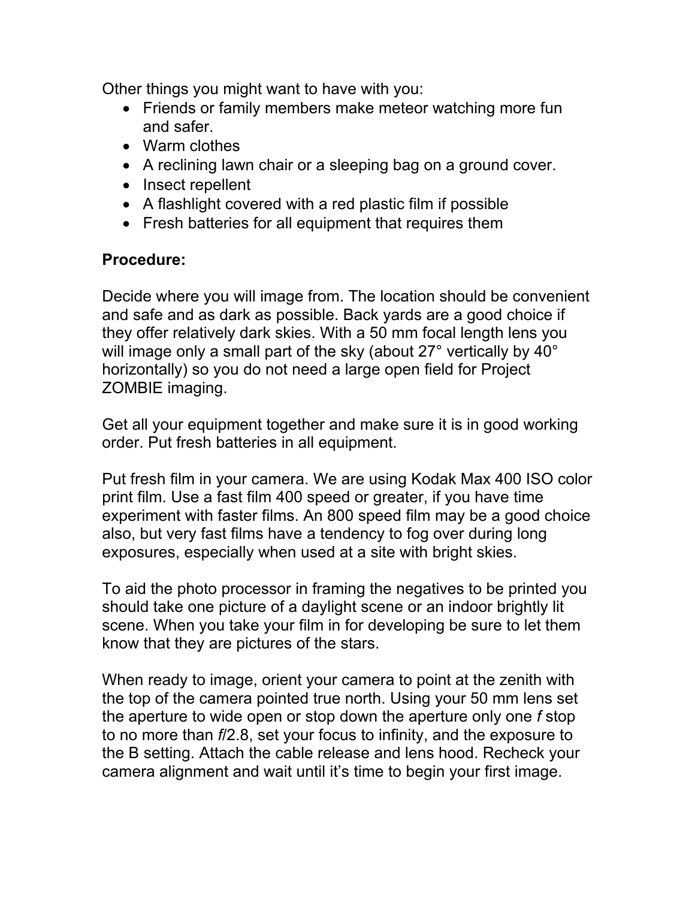Other things you might want to have with you:

- Friends or family members make meteor watching more fun and safer.
- Warm clothes
- A reclining lawn chair or a sleeping bag on a ground cover.
- Insect repellent
- A flashlight covered with a red plastic film if possible
- Fresh batteries for all equipment that requires them

**Procedure:**

Decide where you will image from. The location should be convenient and safe and as dark as possible. Back yards are a good choice if they offer relatively dark skies. With a 50 mm focal length lens you will image only a small part of the sky (about 27° vertically by 40° horizontally) so you do not need a large open field for Project ZOMBIE imaging.

Get all your equipment together and make sure it is in good working order. Put fresh batteries in all equipment.

Put fresh film in your camera. We are using Kodak Max 400 ISO color print film. Use a fast film 400 speed or greater, if you have time experiment with faster films. An 800 speed film may be a good choice also, but very fast films have a tendency to fog over during long exposures, especially when used at a site with bright skies.

To aid the photo processor in framing the negatives to be printed you should take one picture of a daylight scene or an indoor brightly lit scene. When you take your film in for developing be sure to let them know that they are pictures of the stars.

When ready to image, orient your camera to point at the zenith with the top of the camera pointed true north. Using your 50 mm lens set the aperture to wide open or stop down the aperture only one *f* stop to no more than *f*/2.8, set your focus to infinity, and the exposure to the B setting. Attach the cable release and lens hood. Recheck your camera alignment and wait until it's time to begin your first image.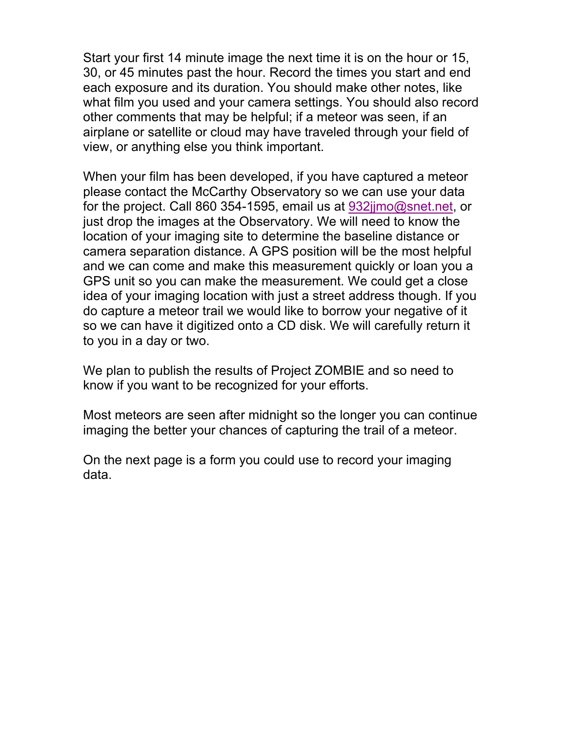Start your first 14 minute image the next time it is on the hour or 15, 30, or 45 minutes past the hour. Record the times you start and end each exposure and its duration. You should make other notes, like what film you used and your camera settings. You should also record other comments that may be helpful; if a meteor was seen, if an airplane or satellite or cloud may have traveled through your field of view, or anything else you think important.

When your film has been developed, if you have captured a meteor please contact the McCarthy Observatory so we can use your data for the project. Call 860 354-1595, email us at 932jjmo@snet.net, or just drop the images at the Observatory. We will need to know the location of your imaging site to determine the baseline distance or camera separation distance. A GPS position will be the most helpful and we can come and make this measurement quickly or loan you a GPS unit so you can make the measurement. We could get a close idea of your imaging location with just a street address though. If you do capture a meteor trail we would like to borrow your negative of it so we can have it digitized onto a CD disk. We will carefully return it to you in a day or two.

We plan to publish the results of Project ZOMBIE and so need to know if you want to be recognized for your efforts.

Most meteors are seen after midnight so the longer you can continue imaging the better your chances of capturing the trail of a meteor.

On the next page is a form you could use to record your imaging data.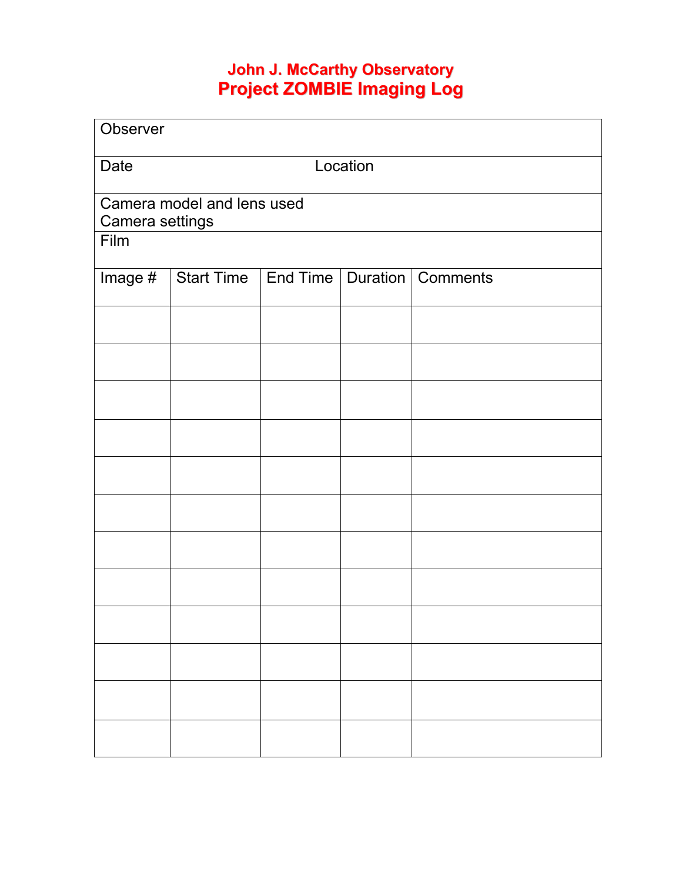# John J. McCarthy Observatory
# Project ZOMBIE Imaging Log

| Observer | | | | |
|---|---|---|---|---|
| Date | | Location | | |
| Camera model and lens used<br>Camera settings | | | | |
| Film | | | | |
| Image # | Start Time | End Time | Duration | Comments |
| | | | | |
| | | | | |
| | | | | |
| | | | | |
| | | | | |
| | | | | |
| | | | | |
| | | | | |
| | | | | |
| | | | | |
| | | | | |
| | | | | |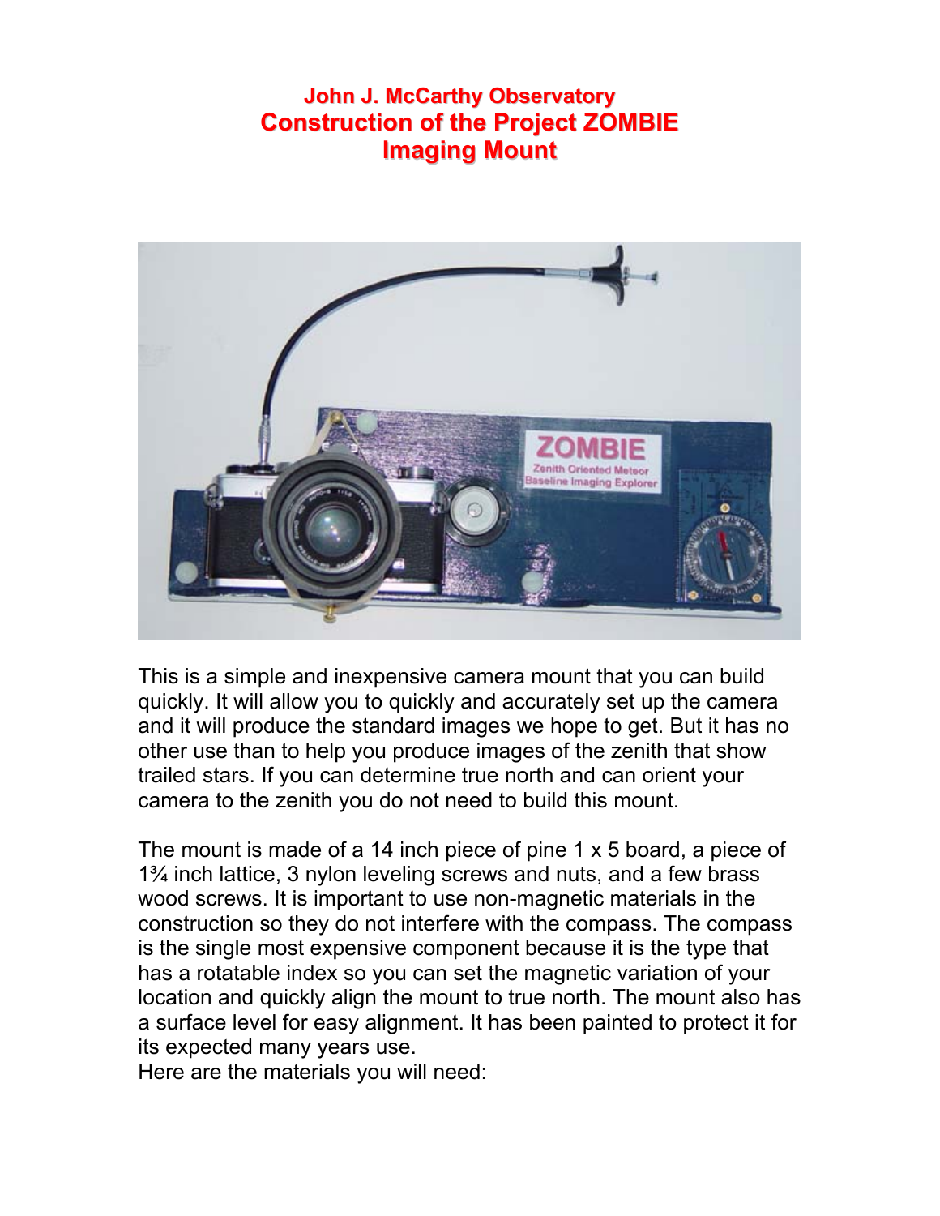# John J. McCarthy Observatory
## Construction of the Project ZOMBIE Imaging Mount

This is a simple and inexpensive camera mount that you can build quickly. It will allow you to quickly and accurately set up the camera and it will produce the standard images we hope to get. But it has no other use than to help you produce images of the zenith that show trailed stars. If you can determine true north and can orient your camera to the zenith you do not need to build this mount.

The mount is made of a 14 inch piece of pine 1 x 5 board, a piece of 1¾ inch lattice, 3 nylon leveling screws and nuts, and a few brass wood screws. It is important to use non-magnetic materials in the construction so they do not interfere with the compass. The compass is the single most expensive component because it is the type that has a rotatable index so you can set the magnetic variation of your location and quickly align the mount to true north. The mount also has a surface level for easy alignment. It has been painted to protect it for its expected many years use.

Here are the materials you will need: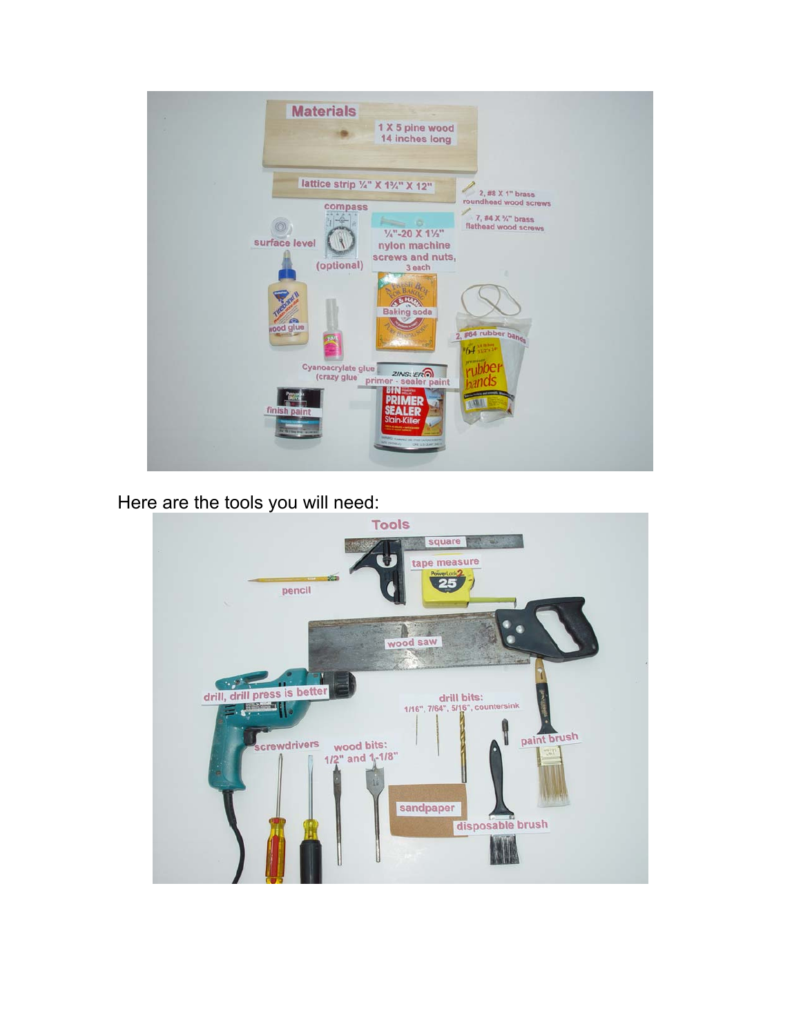Here are the tools you will need: